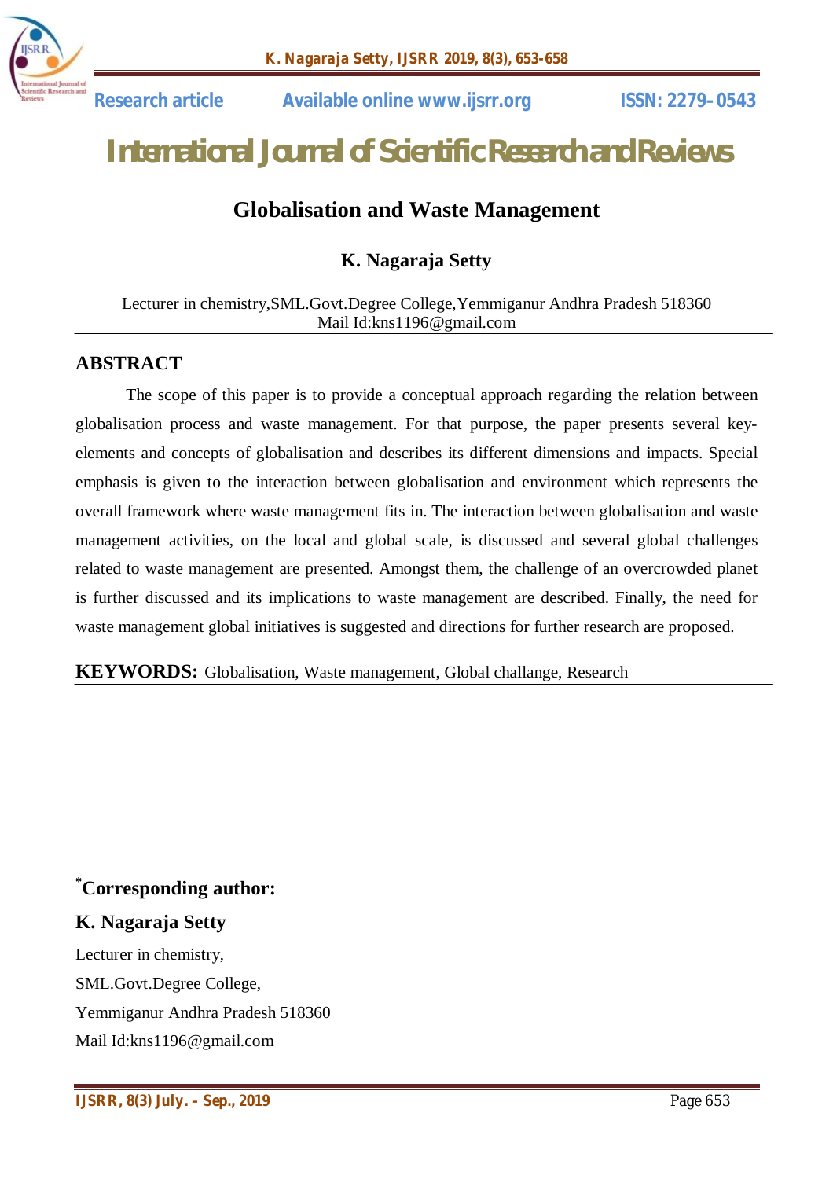Research article Available online www.ijsrr.org ISSN: 2279–0543

# International Journal of Scientific Research and Reviews

## Globalisation and Waste Management

**K. Nagaraja Setty**

Lecturer in chemistry,SML.Govt.Degree College,Yemmiganur Andhra Pradesh 518360
Mail Id:kns1196@gmail.com

## ABSTRACT

The scope of this paper is to provide a conceptual approach regarding the relation between globalisation process and waste management. For that purpose, the paper presents several key-elements and concepts of globalisation and describes its different dimensions and impacts. Special emphasis is given to the interaction between globalisation and environment which represents the overall framework where waste management fits in. The interaction between globalisation and waste management activities, on the local and global scale, is discussed and several global challenges related to waste management are presented. Amongst them, the challenge of an overcrowded planet is further discussed and its implications to waste management are described. Finally, the need for waste management global initiatives is suggested and directions for further research are proposed.

**KEYWORDS:** Globalisation, Waste management, Global challange, Research

**[*]Corresponding author:**

**K. Nagaraja Setty**

Lecturer in chemistry,
SML.Govt.Degree College,
Yemmiganur Andhra Pradesh 518360
Mail Id:kns1196@gmail.com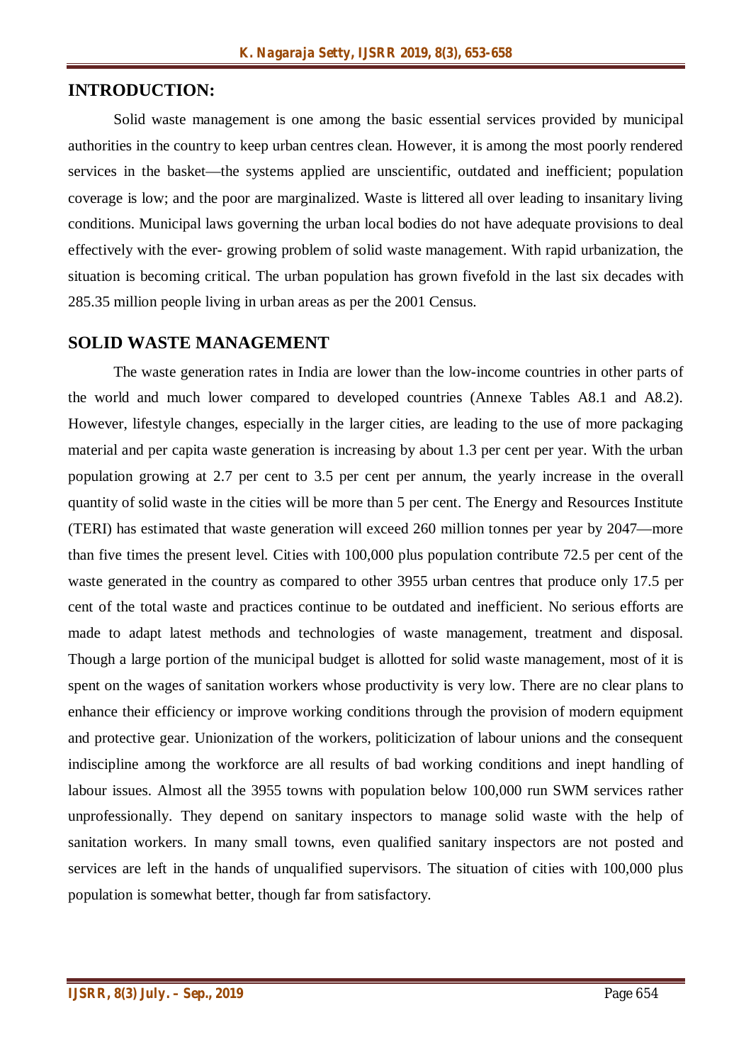## INTRODUCTION:

Solid waste management is one among the basic essential services provided by municipal authorities in the country to keep urban centres clean. However, it is among the most poorly rendered services in the basket—the systems applied are unscientific, outdated and inefficient; population coverage is low; and the poor are marginalized. Waste is littered all over leading to insanitary living conditions. Municipal laws governing the urban local bodies do not have adequate provisions to deal effectively with the ever- growing problem of solid waste management. With rapid urbanization, the situation is becoming critical. The urban population has grown fivefold in the last six decades with 285.35 million people living in urban areas as per the 2001 Census.

## SOLID WASTE MANAGEMENT

The waste generation rates in India are lower than the low-income countries in other parts of the world and much lower compared to developed countries (Annexe Tables A8.1 and A8.2). However, lifestyle changes, especially in the larger cities, are leading to the use of more packaging material and per capita waste generation is increasing by about 1.3 per cent per year. With the urban population growing at 2.7 per cent to 3.5 per cent per annum, the yearly increase in the overall quantity of solid waste in the cities will be more than 5 per cent. The Energy and Resources Institute (TERI) has estimated that waste generation will exceed 260 million tonnes per year by 2047—more than five times the present level. Cities with 100,000 plus population contribute 72.5 per cent of the waste generated in the country as compared to other 3955 urban centres that produce only 17.5 per cent of the total waste and practices continue to be outdated and inefficient. No serious efforts are made to adapt latest methods and technologies of waste management, treatment and disposal. Though a large portion of the municipal budget is allotted for solid waste management, most of it is spent on the wages of sanitation workers whose productivity is very low. There are no clear plans to enhance their efficiency or improve working conditions through the provision of modern equipment and protective gear. Unionization of the workers, politicization of labour unions and the consequent indiscipline among the workforce are all results of bad working conditions and inept handling of labour issues. Almost all the 3955 towns with population below 100,000 run SWM services rather unprofessionally. They depend on sanitary inspectors to manage solid waste with the help of sanitation workers. In many small towns, even qualified sanitary inspectors are not posted and services are left in the hands of unqualified supervisors. The situation of cities with 100,000 plus population is somewhat better, though far from satisfactory.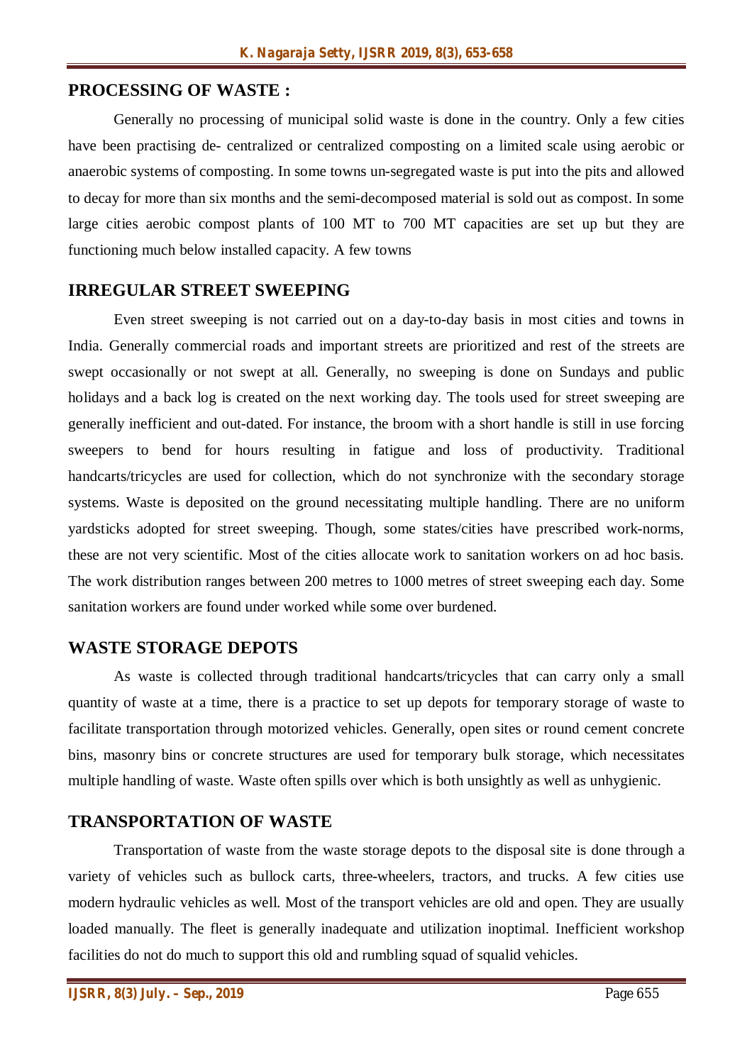## PROCESSING OF WASTE :

Generally no processing of municipal solid waste is done in the country. Only a few cities have been practising de- centralized or centralized composting on a limited scale using aerobic or anaerobic systems of composting. In some towns un-segregated waste is put into the pits and allowed to decay for more than six months and the semi-decomposed material is sold out as compost. In some large cities aerobic compost plants of 100 MT to 700 MT capacities are set up but they are functioning much below installed capacity. A few towns

## IRREGULAR STREET SWEEPING

Even street sweeping is not carried out on a day-to-day basis in most cities and towns in India. Generally commercial roads and important streets are prioritized and rest of the streets are swept occasionally or not swept at all. Generally, no sweeping is done on Sundays and public holidays and a back log is created on the next working day. The tools used for street sweeping are generally inefficient and out-dated. For instance, the broom with a short handle is still in use forcing sweepers to bend for hours resulting in fatigue and loss of productivity. Traditional handcarts/tricycles are used for collection, which do not synchronize with the secondary storage systems. Waste is deposited on the ground necessitating multiple handling. There are no uniform yardsticks adopted for street sweeping. Though, some states/cities have prescribed work-norms, these are not very scientific. Most of the cities allocate work to sanitation workers on ad hoc basis. The work distribution ranges between 200 metres to 1000 metres of street sweeping each day. Some sanitation workers are found under worked while some over burdened.

## WASTE STORAGE DEPOTS

As waste is collected through traditional handcarts/tricycles that can carry only a small quantity of waste at a time, there is a practice to set up depots for temporary storage of waste to facilitate transportation through motorized vehicles. Generally, open sites or round cement concrete bins, masonry bins or concrete structures are used for temporary bulk storage, which necessitates multiple handling of waste. Waste often spills over which is both unsightly as well as unhygienic.

## TRANSPORTATION OF WASTE

Transportation of waste from the waste storage depots to the disposal site is done through a variety of vehicles such as bullock carts, three-wheelers, tractors, and trucks. A few cities use modern hydraulic vehicles as well. Most of the transport vehicles are old and open. They are usually loaded manually. The fleet is generally inadequate and utilization inoptimal. Inefficient workshop facilities do not do much to support this old and rumbling squad of squalid vehicles.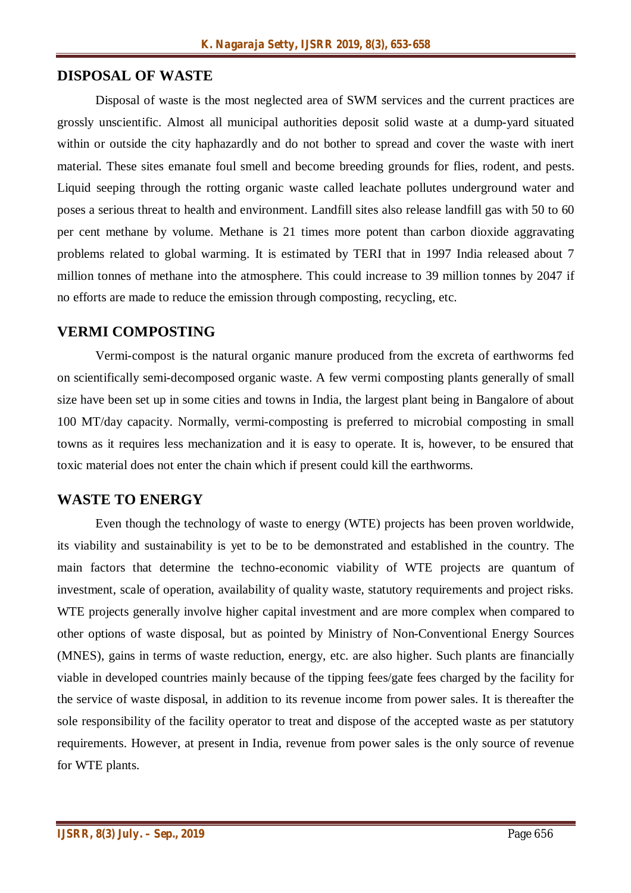## DISPOSAL OF WASTE

Disposal of waste is the most neglected area of SWM services and the current practices are grossly unscientific. Almost all municipal authorities deposit solid waste at a dump-yard situated within or outside the city haphazardly and do not bother to spread and cover the waste with inert material. These sites emanate foul smell and become breeding grounds for flies, rodent, and pests. Liquid seeping through the rotting organic waste called leachate pollutes underground water and poses a serious threat to health and environment. Landfill sites also release landfill gas with 50 to 60 per cent methane by volume. Methane is 21 times more potent than carbon dioxide aggravating problems related to global warming. It is estimated by TERI that in 1997 India released about 7 million tonnes of methane into the atmosphere. This could increase to 39 million tonnes by 2047 if no efforts are made to reduce the emission through composting, recycling, etc.

## VERMI COMPOSTING

Vermi-compost is the natural organic manure produced from the excreta of earthworms fed on scientifically semi-decomposed organic waste. A few vermi composting plants generally of small size have been set up in some cities and towns in India, the largest plant being in Bangalore of about 100 MT/day capacity. Normally, vermi-composting is preferred to microbial composting in small towns as it requires less mechanization and it is easy to operate. It is, however, to be ensured that toxic material does not enter the chain which if present could kill the earthworms.

## WASTE TO ENERGY

Even though the technology of waste to energy (WTE) projects has been proven worldwide, its viability and sustainability is yet to be to be demonstrated and established in the country. The main factors that determine the techno-economic viability of WTE projects are quantum of investment, scale of operation, availability of quality waste, statutory requirements and project risks. WTE projects generally involve higher capital investment and are more complex when compared to other options of waste disposal, but as pointed by Ministry of Non-Conventional Energy Sources (MNES), gains in terms of waste reduction, energy, etc. are also higher. Such plants are financially viable in developed countries mainly because of the tipping fees/gate fees charged by the facility for the service of waste disposal, in addition to its revenue income from power sales. It is thereafter the sole responsibility of the facility operator to treat and dispose of the accepted waste as per statutory requirements. However, at present in India, revenue from power sales is the only source of revenue for WTE plants.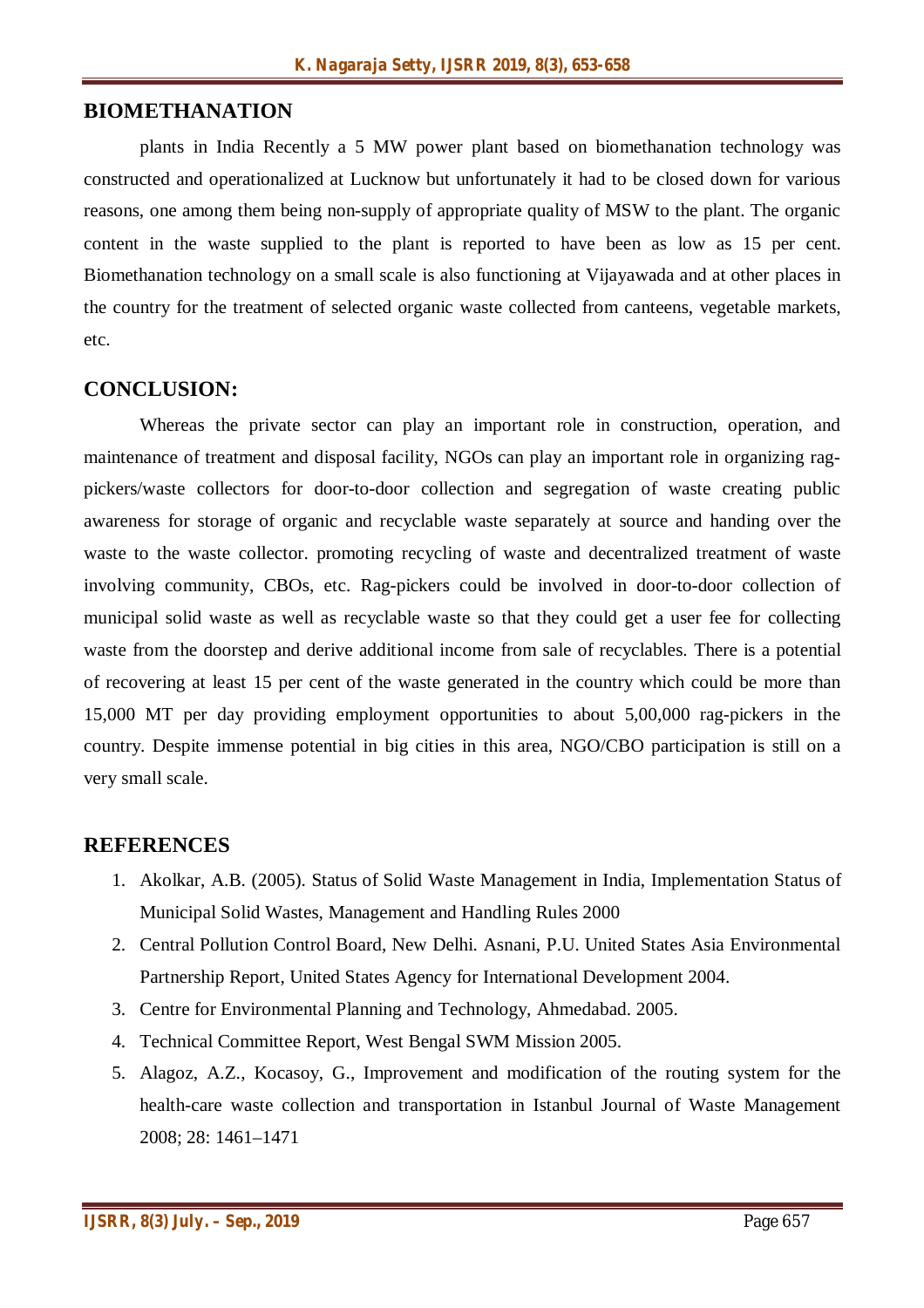## BIOMETHANATION

plants in India Recently a 5 MW power plant based on biomethanation technology was constructed and operationalized at Lucknow but unfortunately it had to be closed down for various reasons, one among them being non-supply of appropriate quality of MSW to the plant. The organic content in the waste supplied to the plant is reported to have been as low as 15 per cent. Biomethanation technology on a small scale is also functioning at Vijayawada and at other places in the country for the treatment of selected organic waste collected from canteens, vegetable markets, etc.

## CONCLUSION:

Whereas the private sector can play an important role in construction, operation, and maintenance of treatment and disposal facility, NGOs can play an important role in organizing rag-pickers/waste collectors for door-to-door collection and segregation of waste creating public awareness for storage of organic and recyclable waste separately at source and handing over the waste to the waste collector. promoting recycling of waste and decentralized treatment of waste involving community, CBOs, etc. Rag-pickers could be involved in door-to-door collection of municipal solid waste as well as recyclable waste so that they could get a user fee for collecting waste from the doorstep and derive additional income from sale of recyclables. There is a potential of recovering at least 15 per cent of the waste generated in the country which could be more than 15,000 MT per day providing employment opportunities to about 5,00,000 rag-pickers in the country. Despite immense potential in big cities in this area, NGO/CBO participation is still on a very small scale.

## REFERENCES

1. Akolkar, A.B. (2005). Status of Solid Waste Management in India, Implementation Status of Municipal Solid Wastes, Management and Handling Rules 2000
2. Central Pollution Control Board, New Delhi. Asnani, P.U. United States Asia Environmental Partnership Report, United States Agency for International Development 2004.
3. Centre for Environmental Planning and Technology, Ahmedabad. 2005.
4. Technical Committee Report, West Bengal SWM Mission 2005.
5. Alagoz, A.Z., Kocasoy, G., Improvement and modification of the routing system for the health-care waste collection and transportation in Istanbul Journal of Waste Management 2008; 28: 1461–1471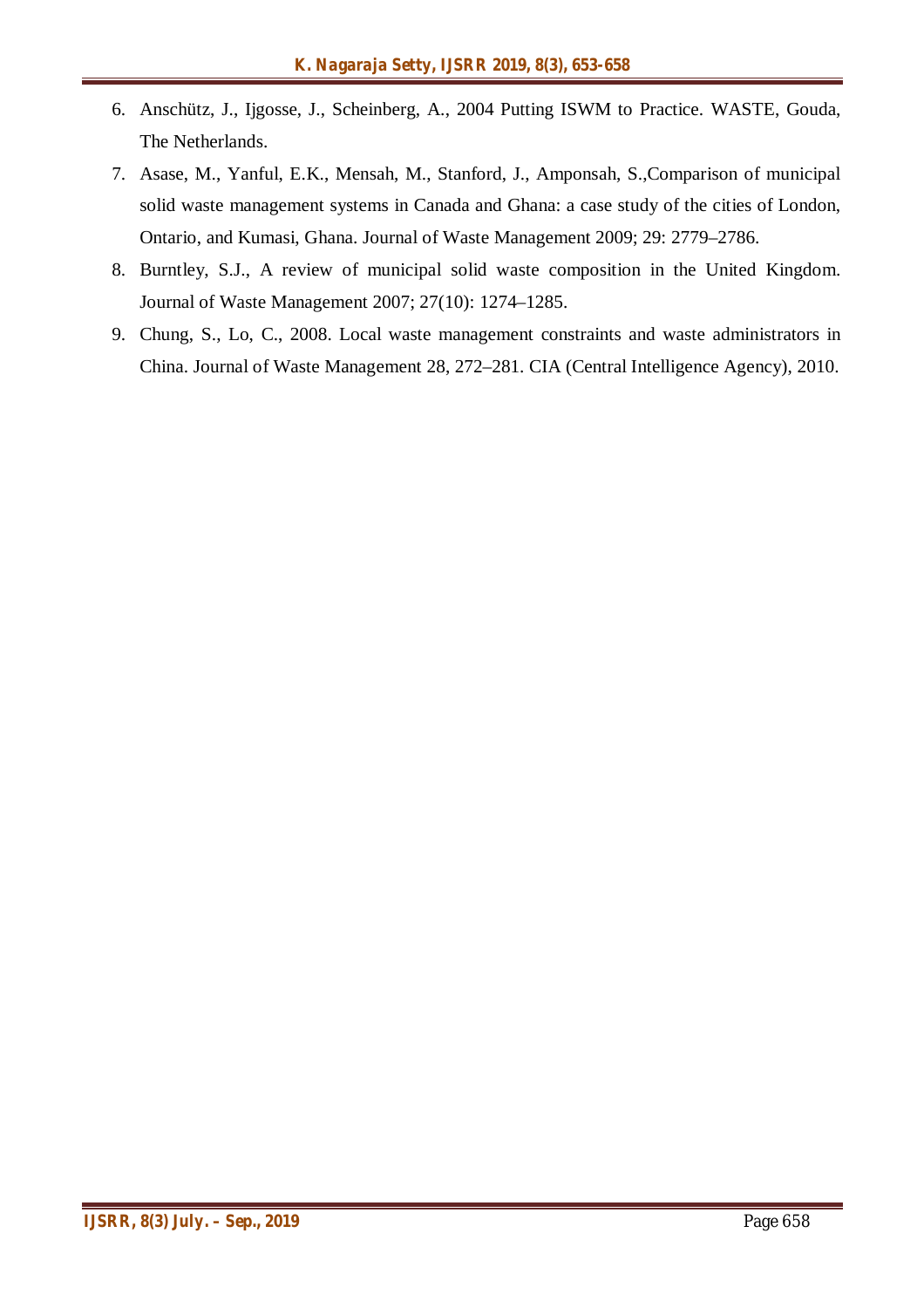6. Anschütz, J., Ijgosse, J., Scheinberg, A., 2004 Putting ISWM to Practice. WASTE, Gouda, The Netherlands.
7. Asase, M., Yanful, E.K., Mensah, M., Stanford, J., Amponsah, S.,Comparison of municipal solid waste management systems in Canada and Ghana: a case study of the cities of London, Ontario, and Kumasi, Ghana. Journal of Waste Management 2009; 29: 2779–2786.
8. Burntley, S.J., A review of municipal solid waste composition in the United Kingdom. Journal of Waste Management 2007; 27(10): 1274–1285.
9. Chung, S., Lo, C., 2008. Local waste management constraints and waste administrators in China. Journal of Waste Management 28, 272–281. CIA (Central Intelligence Agency), 2010.